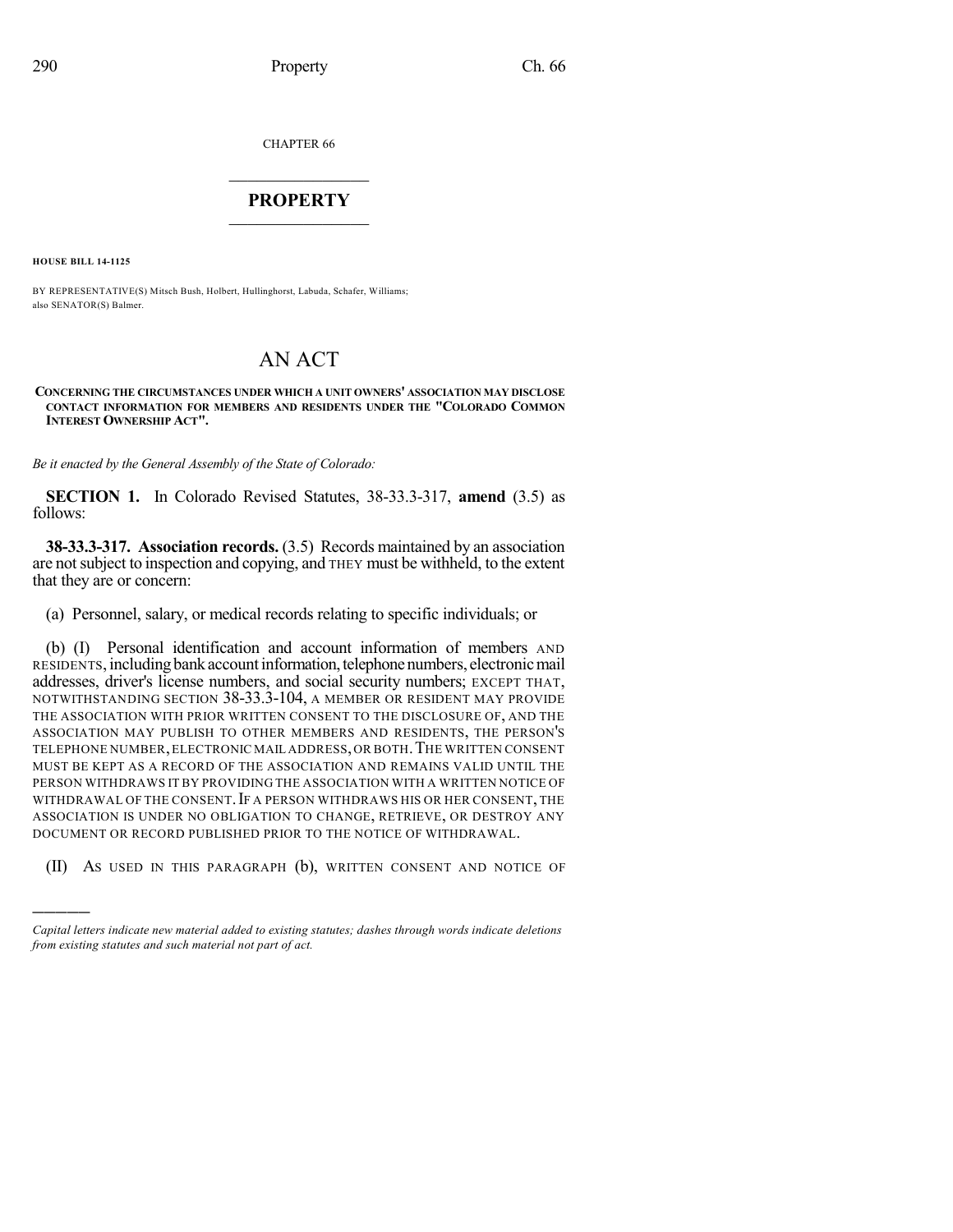CHAPTER 66

# PROPERTY

**HOUSE BILL 14-1125**

BY REPRESENTATIVE(S) Mitsch Bush, Holbert, Hullinghorst, Labuda, Schafer, Williams; also SENATOR(S) Balmer.

# AN ACT

**CONCERNING THE CIRCUMSTANCES UNDER WHICH A UNIT OWNERS' ASSOCIATION MAY DISCLOSE CONTACT INFORMATION FOR MEMBERS AND RESIDENTS UNDER THE "COLORADO COMMON INTEREST OWNERSHIP ACT".**

*Be it enacted by the General Assembly of the State of Colorado:*

**SECTION 1.** In Colorado Revised Statutes, 38-33.3-317, **amend** (3.5) as follows:

**38-33.3-317. Association records.** (3.5) Records maintained by an association are not subject to inspection and copying, and THEY must be withheld, to the extent that they are or concern:

(a) Personnel, salary, or medical records relating to specific individuals; or

(b) (I) Personal identification and account information of members AND RESIDENTS, including bank account information, telephone numbers, electronic mail addresses, driver's license numbers, and social security numbers; EXCEPT THAT, NOTWITHSTANDING SECTION 38-33.3-104, A MEMBER OR RESIDENT MAY PROVIDE THE ASSOCIATION WITH PRIOR WRITTEN CONSENT TO THE DISCLOSURE OF, AND THE ASSOCIATION MAY PUBLISH TO OTHER MEMBERS AND RESIDENTS, THE PERSON'S TELEPHONE NUMBER, ELECTRONIC MAIL ADDRESS, OR BOTH. THE WRITTEN CONSENT MUST BE KEPT AS A RECORD OF THE ASSOCIATION AND REMAINS VALID UNTIL THE PERSON WITHDRAWS IT BY PROVIDING THE ASSOCIATION WITH A WRITTEN NOTICE OF WITHDRAWAL OF THE CONSENT. IF A PERSON WITHDRAWS HIS OR HER CONSENT, THE ASSOCIATION IS UNDER NO OBLIGATION TO CHANGE, RETRIEVE, OR DESTROY ANY DOCUMENT OR RECORD PUBLISHED PRIOR TO THE NOTICE OF WITHDRAWAL.

(II) AS USED IN THIS PARAGRAPH (b), WRITTEN CONSENT AND NOTICE OF

---

*Capital letters indicate new material added to existing statutes; dashes through words indicate deletions from existing statutes and such material not part of act.*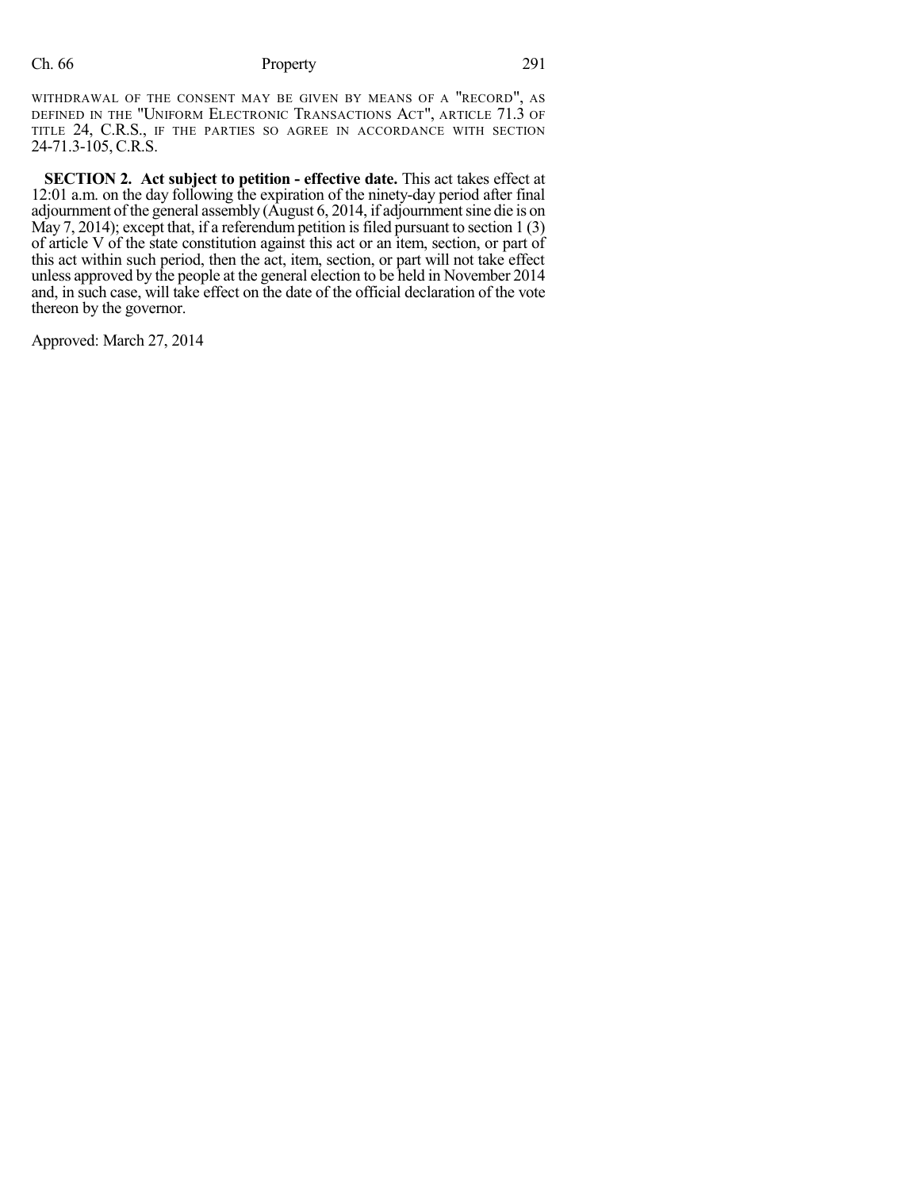WITHDRAWAL OF THE CONSENT MAY BE GIVEN BY MEANS OF A "RECORD", AS DEFINED IN THE "UNIFORM ELECTRONIC TRANSACTIONS ACT", ARTICLE 71.3 OF TITLE 24, C.R.S., IF THE PARTIES SO AGREE IN ACCORDANCE WITH SECTION 24-71.3-105, C.R.S.

**SECTION 2. Act subject to petition - effective date.** This act takes effect at 12:01 a.m. on the day following the expiration of the ninety-day period after final adjournment of the general assembly (August 6, 2014, if adjournment sine die is on May 7, 2014); except that, if a referendum petition is filed pursuant to section 1 (3) of article V of the state constitution against this act or an item, section, or part of this act within such period, then the act, item, section, or part will not take effect unless approved by the people at the general election to be held in November 2014 and, in such case, will take effect on the date of the official declaration of the vote thereon by the governor.

Approved: March 27, 2014